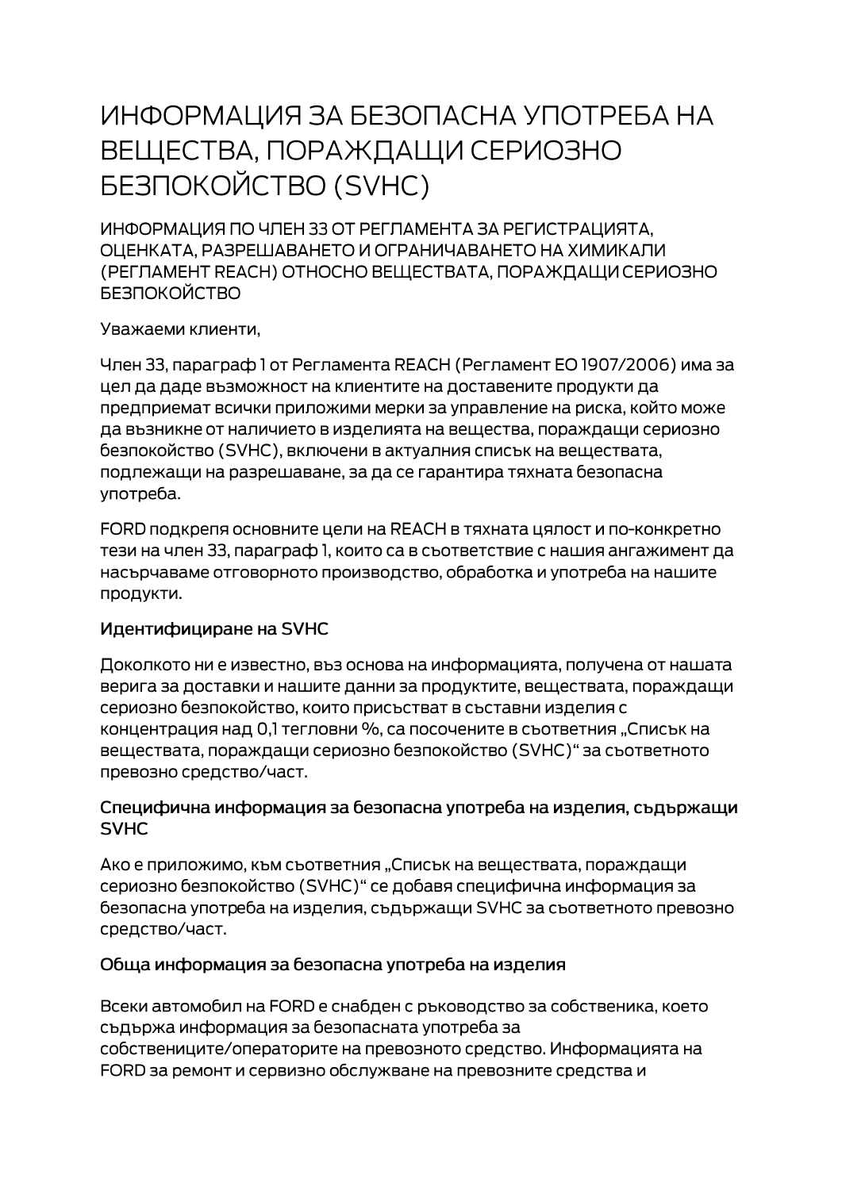# ИНФОРМАЦИЯ ЗА БЕЗОПАСНА УПОТРЕБА НА ВЕЩЕСТВА, ПОРАЖДАЩИ СЕРИОЗНО БЕЗПОКОЙСТВО (SVHC)

ИНФОРМАЦИЯ ПО ЧЛЕН 33 ОТ РЕГЛАМЕНТА ЗА РЕГИСТРАЦИЯТА, ОЦЕНКАТА, РАЗРЕШАВАНЕТО И ОГРАНИЧАВАНЕТО НА ХИМИКАЛИ (РЕГЛАМЕНТ REACH) ОТНОСНО ВЕЩЕСТВАТА, ПОРАЖДАЩИ СЕРИОЗНО БЕЗПОКОЙСТВО

Уважаеми клиенти,

Член 33, параграф 1 от Регламента REACH (Регламент ЕО 1907/2006) има за цел да даде възможност на клиентите на доставените продукти да предприемат всички приложими мерки за управление на риска, който може да възникне от наличието в изделията на вещества, пораждащи сериозно безпокойство (SVHC), включени в актуалния списък на веществата, подлежащи на разрешаване, за да се гарантира тяхната безопасна употреба.

FORD подкрепя основните цели на REACH в тяхната цялост и по-конкретно тези на член 33, параграф 1, които са в съответствие с нашия ангажимент да насърчаваме отговорното производство, обработка и употреба на нашите продукти.

### Идентифициране на SVHC

Доколкото ни е известно, въз основа на информацията, получена от нашата верига за доставки и нашите данни за продуктите, веществата, пораждащи сериозно безпокойство, които присъстват в съставни изделия с концентрация над 0,1 тегловни %, са посочените в съответния „Списък на веществата, пораждащи сериозно безпокойство (SVHC)“ за съответното превозно средство/част.

### Специфична информация за безопасна употреба на изделия, съдържащи SVHC

Ако е приложимо, към съответния „Списък на веществата, пораждащи сериозно безпокойство (SVHC)“ се добавя специфична информация за безопасна употреба на изделия, съдържащи SVHC за съответното превозно средство/част.

### Обща информация за безопасна употреба на изделия

Всеки автомобил на FORD е снабден с ръководство за собственика, което съдържа информация за безопасната употреба за собствениците/операторите на превозното средство. Информацията на FORD за ремонт и сервизно обслужване на превозните средства и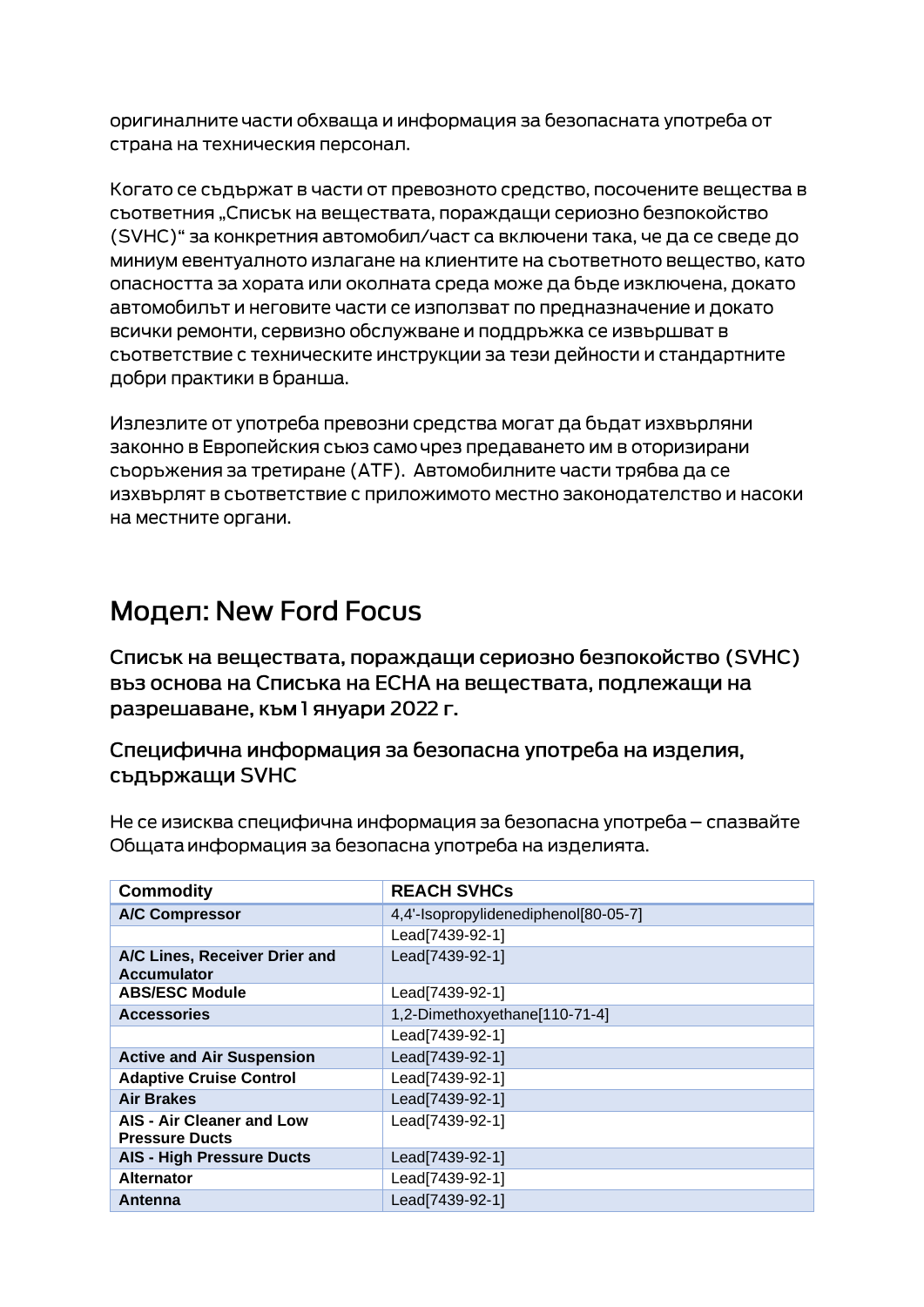оригиналните части обхваща и информация за безопасната употреба от страна на техническия персонал.

Когато се съдържат в части от превозното средство, посочените вещества в съответния „Списък на веществата, пораждащи сериозно безпокойство (SVHC)“ за конкретния автомобил/част са включени така, че да се сведе до миниум евентуалното излагане на клиентите на съответното вещество, като опасността за хората или околната среда може да бъде изключена, докато автомобилът и неговите части се използват по предназначение и докато всички ремонти, сервизно обслужване и поддръжка се извършват в съответствие с техническите инструкции за тези дейности и стандартните добри практики в бранша.

Излезлите от употреба превозни средства могат да бъдат изхвърляни законно в Европейския съюз само чрез предаването им в оторизирани съоръжения за третиране (ATF). Автомобилните части трябва да се изхвърлят в съответствие с приложимото местно законодателство и насоки на местните органи.

# Модел: New Ford Focus

## Списък на веществата, пораждащи сериозно безпокойство (SVHC) въз основа на Списъка на ECHA на веществата, подлежащи на разрешаване, към 1 януари 2022 г.

### Специфична информация за безопасна употреба на изделия, съдържащи SVHC

Не се изисква специфична информация за безопасна употреба – спазвайте Общата информация за безопасна употреба на изделията.

| Commodity | REACH SVHCs |
|---|---|
| **A/C Compressor** | 4,4'-Isopropylidenediphenol[80-05-7] |
| | Lead[7439-92-1] |
| **A/C Lines, Receiver Drier and Accumulator** | Lead[7439-92-1] |
| **ABS/ESC Module** | Lead[7439-92-1] |
| **Accessories** | 1,2-Dimethoxyethane[110-71-4] |
| | Lead[7439-92-1] |
| **Active and Air Suspension** | Lead[7439-92-1] |
| **Adaptive Cruise Control** | Lead[7439-92-1] |
| **Air Brakes** | Lead[7439-92-1] |
| **AIS - Air Cleaner and Low Pressure Ducts** | Lead[7439-92-1] |
| **AIS - High Pressure Ducts** | Lead[7439-92-1] |
| **Alternator** | Lead[7439-92-1] |
| **Antenna** | Lead[7439-92-1] |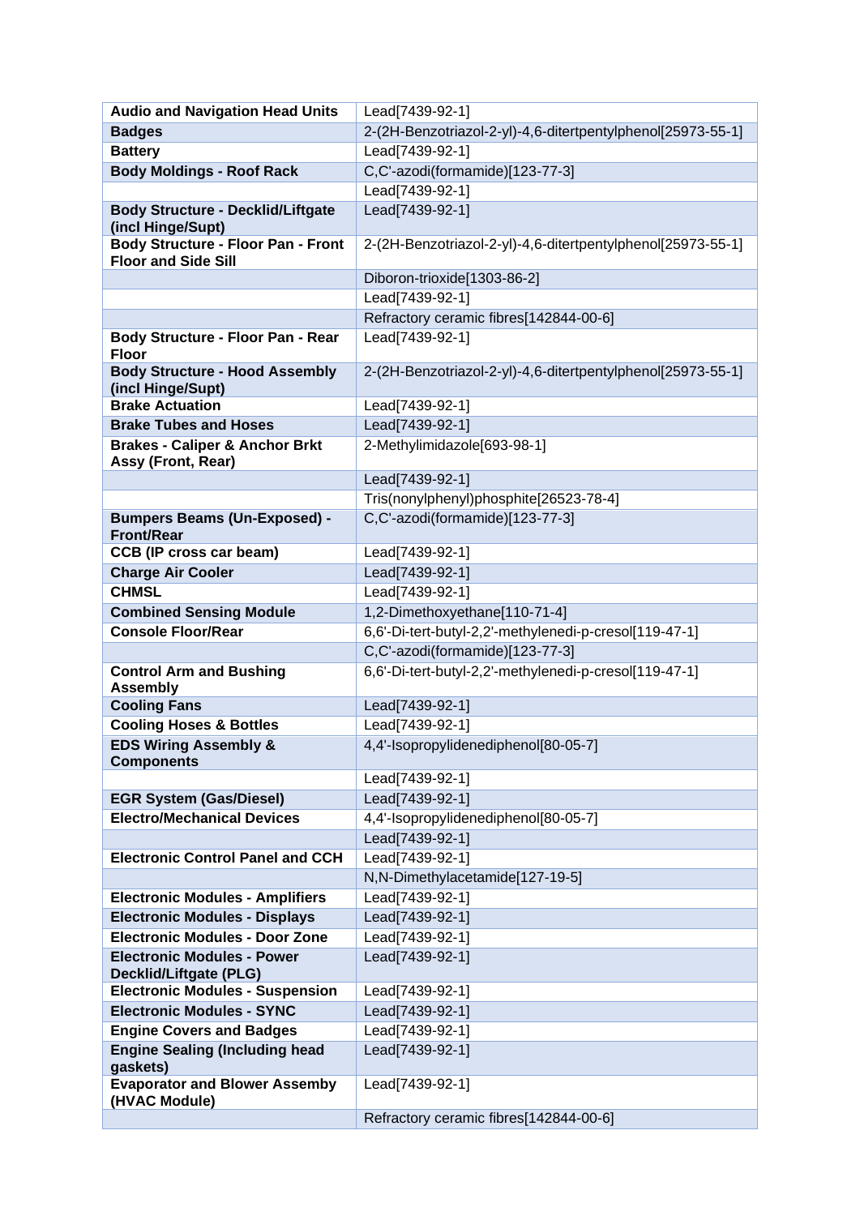| | |
|---|---|
| **Audio and Navigation Head Units** | Lead[7439-92-1] |
| **Badges** | 2-(2H-Benzotriazol-2-yl)-4,6-ditertpentylphenol[25973-55-1] |
| **Battery** | Lead[7439-92-1] |
| **Body Moldings - Roof Rack** | C,C'-azodi(formamide)[123-77-3] |
| | Lead[7439-92-1] |
| **Body Structure - Decklid/Liftgate (incl Hinge/Supt)** | Lead[7439-92-1] |
| **Body Structure - Floor Pan - Front Floor and Side Sill** | 2-(2H-Benzotriazol-2-yl)-4,6-ditertpentylphenol[25973-55-1] |
| | Diboron-trioxide[1303-86-2] |
| | Lead[7439-92-1] |
| | Refractory ceramic fibres[142844-00-6] |
| **Body Structure - Floor Pan - Rear Floor** | Lead[7439-92-1] |
| **Body Structure - Hood Assembly (incl Hinge/Supt)** | 2-(2H-Benzotriazol-2-yl)-4,6-ditertpentylphenol[25973-55-1] |
| **Brake Actuation** | Lead[7439-92-1] |
| **Brake Tubes and Hoses** | Lead[7439-92-1] |
| **Brakes - Caliper & Anchor Brkt Assy (Front, Rear)** | 2-Methylimidazole[693-98-1] |
| | Lead[7439-92-1] |
| | Tris(nonylphenyl)phosphite[26523-78-4] |
| **Bumpers Beams (Un-Exposed) - Front/Rear** | C,C'-azodi(formamide)[123-77-3] |
| **CCB (IP cross car beam)** | Lead[7439-92-1] |
| **Charge Air Cooler** | Lead[7439-92-1] |
| **CHMSL** | Lead[7439-92-1] |
| **Combined Sensing Module** | 1,2-Dimethoxyethane[110-71-4] |
| **Console Floor/Rear** | 6,6'-Di-tert-butyl-2,2'-methylenedi-p-cresol[119-47-1] |
| | C,C'-azodi(formamide)[123-77-3] |
| **Control Arm and Bushing Assembly** | 6,6'-Di-tert-butyl-2,2'-methylenedi-p-cresol[119-47-1] |
| **Cooling Fans** | Lead[7439-92-1] |
| **Cooling Hoses & Bottles** | Lead[7439-92-1] |
| **EDS Wiring Assembly & Components** | 4,4'-Isopropylidenediphenol[80-05-7] |
| | Lead[7439-92-1] |
| **EGR System (Gas/Diesel)** | Lead[7439-92-1] |
| **Electro/Mechanical Devices** | 4,4'-Isopropylidenediphenol[80-05-7] |
| | Lead[7439-92-1] |
| **Electronic Control Panel and CCH** | Lead[7439-92-1] |
| | N,N-Dimethylacetamide[127-19-5] |
| **Electronic Modules - Amplifiers** | Lead[7439-92-1] |
| **Electronic Modules - Displays** | Lead[7439-92-1] |
| **Electronic Modules - Door Zone** | Lead[7439-92-1] |
| **Electronic Modules - Power Decklid/Liftgate (PLG)** | Lead[7439-92-1] |
| **Electronic Modules - Suspension** | Lead[7439-92-1] |
| **Electronic Modules - SYNC** | Lead[7439-92-1] |
| **Engine Covers and Badges** | Lead[7439-92-1] |
| **Engine Sealing (Including head gaskets)** | Lead[7439-92-1] |
| **Evaporator and Blower Assemby (HVAC Module)** | Lead[7439-92-1] |
| | Refractory ceramic fibres[142844-00-6] |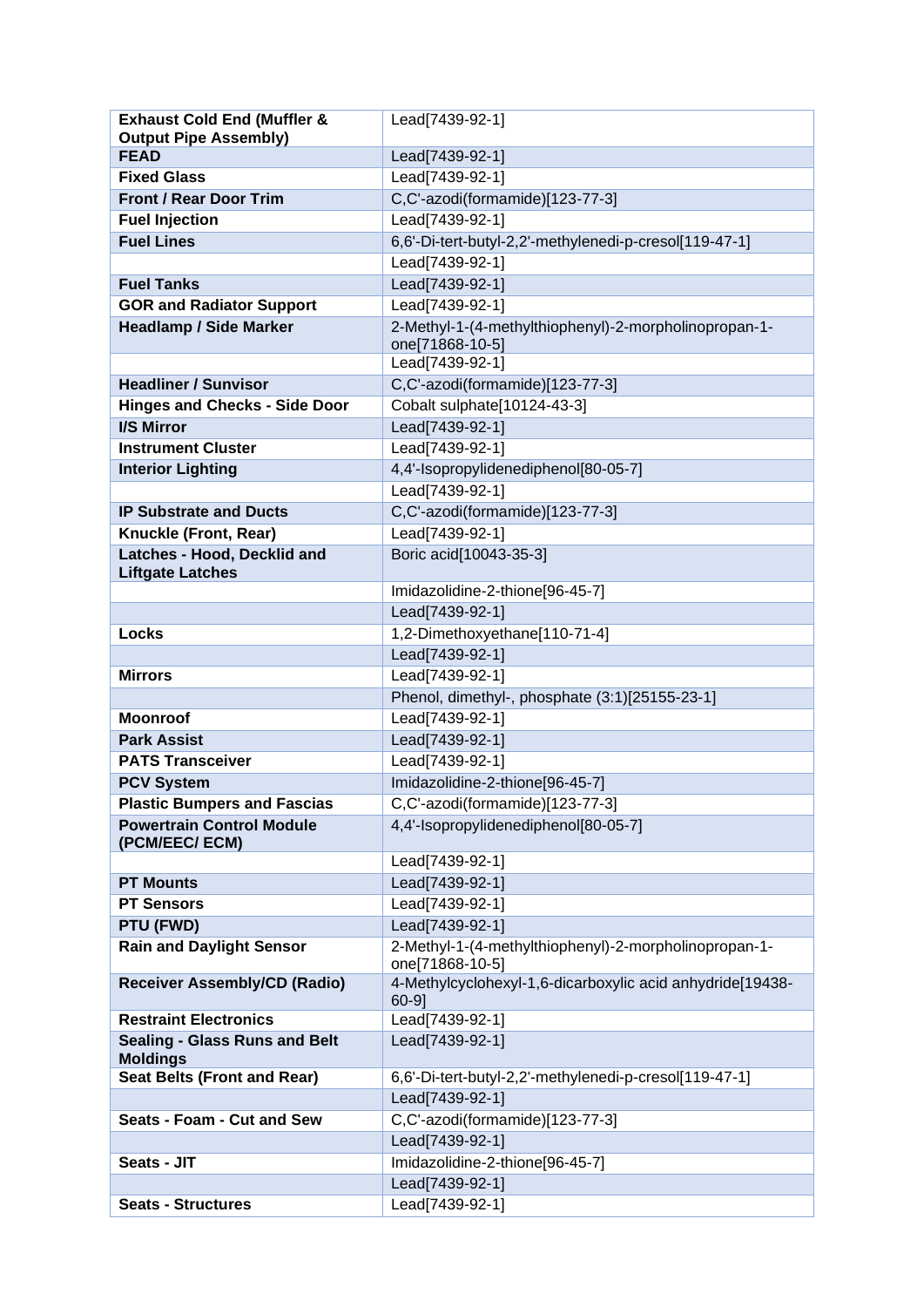| **Exhaust Cold End (Muffler & Output Pipe Assembly)** | Lead[7439-92-1] |
|---|---|
| **FEAD** | Lead[7439-92-1] |
| **Fixed Glass** | Lead[7439-92-1] |
| **Front / Rear Door Trim** | C,C'-azodi(formamide)[123-77-3] |
| **Fuel Injection** | Lead[7439-92-1] |
| **Fuel Lines** | 6,6'-Di-tert-butyl-2,2'-methylenedi-p-cresol[119-47-1] |
| | Lead[7439-92-1] |
| **Fuel Tanks** | Lead[7439-92-1] |
| **GOR and Radiator Support** | Lead[7439-92-1] |
| **Headlamp / Side Marker** | 2-Methyl-1-(4-methylthiophenyl)-2-morpholinopropan-1-one[71868-10-5] |
| | Lead[7439-92-1] |
| **Headliner / Sunvisor** | C,C'-azodi(formamide)[123-77-3] |
| **Hinges and Checks - Side Door** | Cobalt sulphate[10124-43-3] |
| **I/S Mirror** | Lead[7439-92-1] |
| **Instrument Cluster** | Lead[7439-92-1] |
| **Interior Lighting** | 4,4'-Isopropylidenediphenol[80-05-7] |
| | Lead[7439-92-1] |
| **IP Substrate and Ducts** | C,C'-azodi(formamide)[123-77-3] |
| **Knuckle (Front, Rear)** | Lead[7439-92-1] |
| **Latches - Hood, Decklid and Liftgate Latches** | Boric acid[10043-35-3] |
| | Imidazolidine-2-thione[96-45-7] |
| | Lead[7439-92-1] |
| **Locks** | 1,2-Dimethoxyethane[110-71-4] |
| | Lead[7439-92-1] |
| **Mirrors** | Lead[7439-92-1] |
| | Phenol, dimethyl-, phosphate (3:1)[25155-23-1] |
| **Moonroof** | Lead[7439-92-1] |
| **Park Assist** | Lead[7439-92-1] |
| **PATS Transceiver** | Lead[7439-92-1] |
| **PCV System** | Imidazolidine-2-thione[96-45-7] |
| **Plastic Bumpers and Fascias** | C,C'-azodi(formamide)[123-77-3] |
| **Powertrain Control Module (PCM/EEC/ ECM)** | 4,4'-Isopropylidenediphenol[80-05-7] |
| | Lead[7439-92-1] |
| **PT Mounts** | Lead[7439-92-1] |
| **PT Sensors** | Lead[7439-92-1] |
| **PTU (FWD)** | Lead[7439-92-1] |
| **Rain and Daylight Sensor** | 2-Methyl-1-(4-methylthiophenyl)-2-morpholinopropan-1-one[71868-10-5] |
| **Receiver Assembly/CD (Radio)** | 4-Methylcyclohexyl-1,6-dicarboxylic acid anhydride[19438-60-9] |
| **Restraint Electronics** | Lead[7439-92-1] |
| **Sealing - Glass Runs and Belt Moldings** | Lead[7439-92-1] |
| **Seat Belts (Front and Rear)** | 6,6'-Di-tert-butyl-2,2'-methylenedi-p-cresol[119-47-1] |
| | Lead[7439-92-1] |
| **Seats - Foam - Cut and Sew** | C,C'-azodi(formamide)[123-77-3] |
| | Lead[7439-92-1] |
| **Seats - JIT** | Imidazolidine-2-thione[96-45-7] |
| | Lead[7439-92-1] |
| **Seats - Structures** | Lead[7439-92-1] |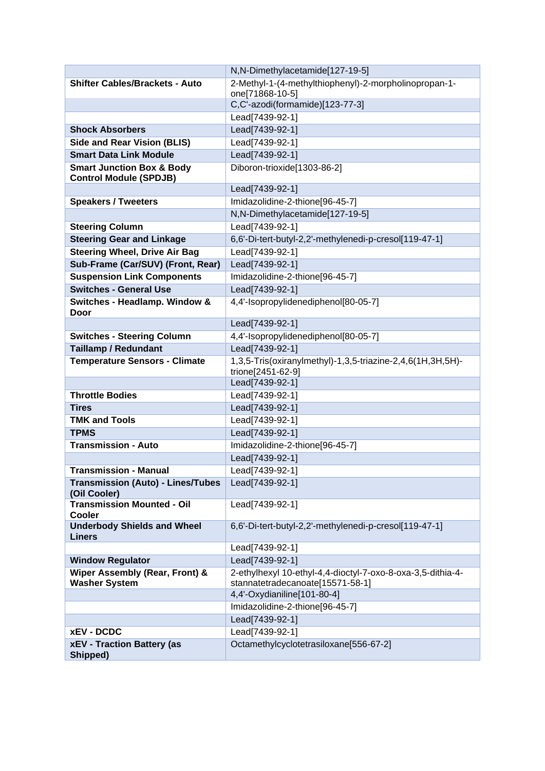| | |
|---|---|
| | N,N-Dimethylacetamide[127-19-5] |
| **Shifter Cables/Brackets - Auto** | 2-Methyl-1-(4-methylthiophenyl)-2-morpholinopropan-1-one[71868-10-5] |
| | C,C'-azodi(formamide)[123-77-3] |
| | Lead[7439-92-1] |
| **Shock Absorbers** | Lead[7439-92-1] |
| **Side and Rear Vision (BLIS)** | Lead[7439-92-1] |
| **Smart Data Link Module** | Lead[7439-92-1] |
| **Smart Junction Box & Body Control Module (SPDJB)** | Diboron-trioxide[1303-86-2] |
| | Lead[7439-92-1] |
| **Speakers / Tweeters** | Imidazolidine-2-thione[96-45-7] |
| | N,N-Dimethylacetamide[127-19-5] |
| **Steering Column** | Lead[7439-92-1] |
| **Steering Gear and Linkage** | 6,6'-Di-tert-butyl-2,2'-methylenedi-p-cresol[119-47-1] |
| **Steering Wheel, Drive Air Bag** | Lead[7439-92-1] |
| **Sub-Frame (Car/SUV) (Front, Rear)** | Lead[7439-92-1] |
| **Suspension Link Components** | Imidazolidine-2-thione[96-45-7] |
| **Switches - General Use** | Lead[7439-92-1] |
| **Switches - Headlamp. Window & Door** | 4,4'-Isopropylidenediphenol[80-05-7] |
| | Lead[7439-92-1] |
| **Switches - Steering Column** | 4,4'-Isopropylidenediphenol[80-05-7] |
| **Taillamp / Redundant** | Lead[7439-92-1] |
| **Temperature Sensors - Climate** | 1,3,5-Tris(oxiranylmethyl)-1,3,5-triazine-2,4,6(1H,3H,5H)-trione[2451-62-9] |
| | Lead[7439-92-1] |
| **Throttle Bodies** | Lead[7439-92-1] |
| **Tires** | Lead[7439-92-1] |
| **TMK and Tools** | Lead[7439-92-1] |
| **TPMS** | Lead[7439-92-1] |
| **Transmission - Auto** | Imidazolidine-2-thione[96-45-7] |
| | Lead[7439-92-1] |
| **Transmission - Manual** | Lead[7439-92-1] |
| **Transmission (Auto) - Lines/Tubes (Oil Cooler)** | Lead[7439-92-1] |
| **Transmission Mounted - Oil Cooler** | Lead[7439-92-1] |
| **Underbody Shields and Wheel Liners** | 6,6'-Di-tert-butyl-2,2'-methylenedi-p-cresol[119-47-1] |
| | Lead[7439-92-1] |
| **Window Regulator** | Lead[7439-92-1] |
| **Wiper Assembly (Rear, Front) & Washer System** | 2-ethylhexyl 10-ethyl-4,4-dioctyl-7-oxo-8-oxa-3,5-dithia-4-stannatetradecanoate[15571-58-1] |
| | 4,4'-Oxydianiline[101-80-4] |
| | Imidazolidine-2-thione[96-45-7] |
| | Lead[7439-92-1] |
| **xEV - DCDC** | Lead[7439-92-1] |
| **xEV - Traction Battery (as Shipped)** | Octamethylcyclotetrasiloxane[556-67-2] |